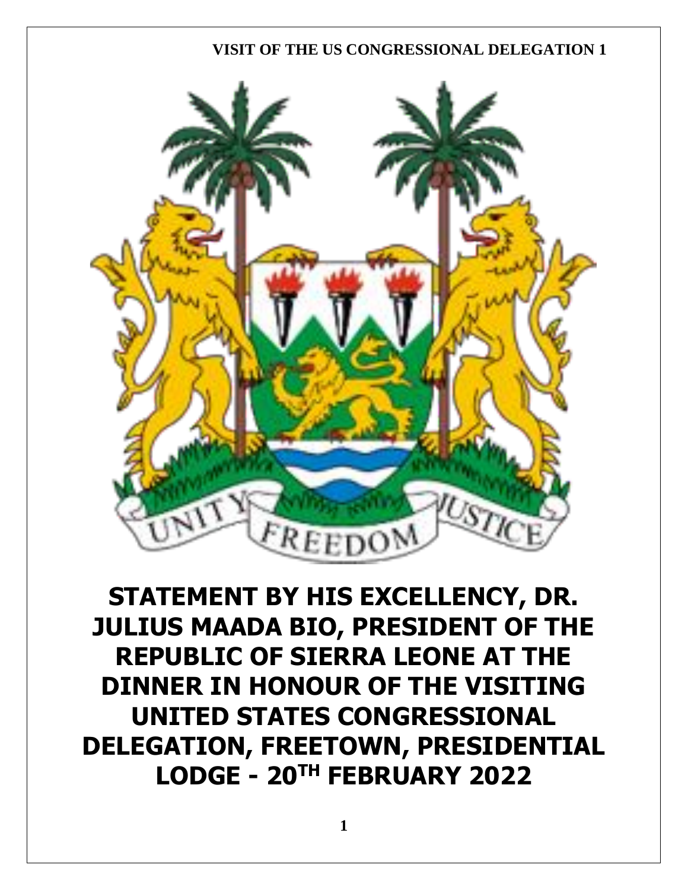# STATEMENT BY HIS EXCELLENCY, DR. JULIUS MAADA BIO, PRESIDENT OF THE REPUBLIC OF SIERRA LEONE AT THE DINNER IN HONOUR OF THE VISITING UNITED STATES CONGRESSIONAL DELEGATION, FREETOWN, PRESIDENTIAL LODGE - 20TH FEBRUARY 2022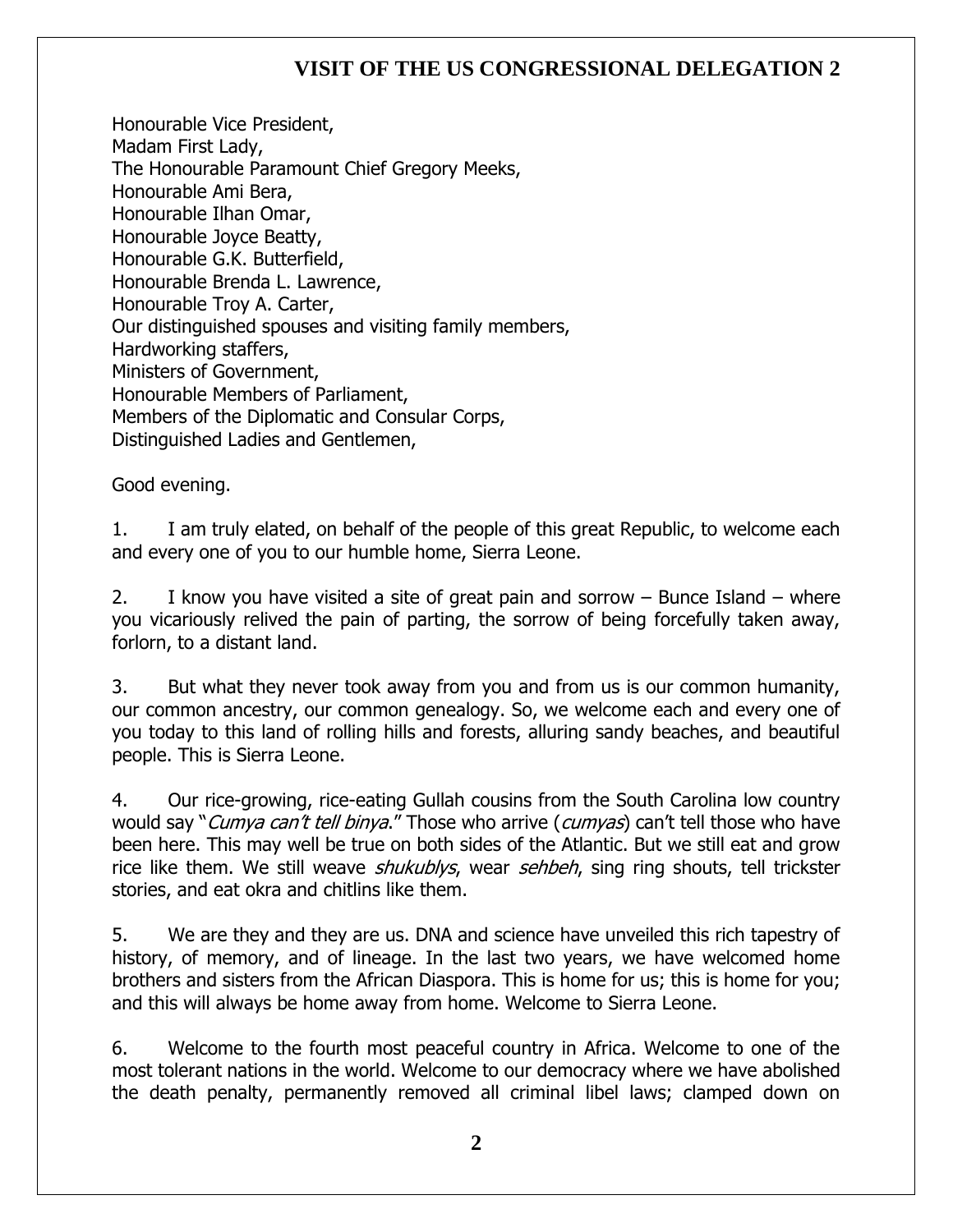## VISIT OF THE US CONGRESSIONAL DELEGATION 2

Honourable Vice President,
Madam First Lady,
The Honourable Paramount Chief Gregory Meeks,
Honourable Ami Bera,
Honourable Ilhan Omar,
Honourable Joyce Beatty,
Honourable G.K. Butterfield,
Honourable Brenda L. Lawrence,
Honourable Troy A. Carter,
Our distinguished spouses and visiting family members,
Hardworking staffers,
Ministers of Government,
Honourable Members of Parliament,
Members of the Diplomatic and Consular Corps,
Distinguished Ladies and Gentlemen,

Good evening.

1. I am truly elated, on behalf of the people of this great Republic, to welcome each and every one of you to our humble home, Sierra Leone.

2. I know you have visited a site of great pain and sorrow – Bunce Island – where you vicariously relived the pain of parting, the sorrow of being forcefully taken away, forlorn, to a distant land.

3. But what they never took away from you and from us is our common humanity, our common ancestry, our common genealogy. So, we welcome each and every one of you today to this land of rolling hills and forests, alluring sandy beaches, and beautiful people. This is Sierra Leone.

4. Our rice-growing, rice-eating Gullah cousins from the South Carolina low country would say "*Cumya can't tell binya*." Those who arrive (*cumyas*) can't tell those who have been here. This may well be true on both sides of the Atlantic. But we still eat and grow rice like them. We still weave *shukublys*, wear *sehbeh*, sing ring shouts, tell trickster stories, and eat okra and chitlins like them.

5. We are they and they are us. DNA and science have unveiled this rich tapestry of history, of memory, and of lineage. In the last two years, we have welcomed home brothers and sisters from the African Diaspora. This is home for us; this is home for you; and this will always be home away from home. Welcome to Sierra Leone.

6. Welcome to the fourth most peaceful country in Africa. Welcome to one of the most tolerant nations in the world. Welcome to our democracy where we have abolished the death penalty, permanently removed all criminal libel laws; clamped down on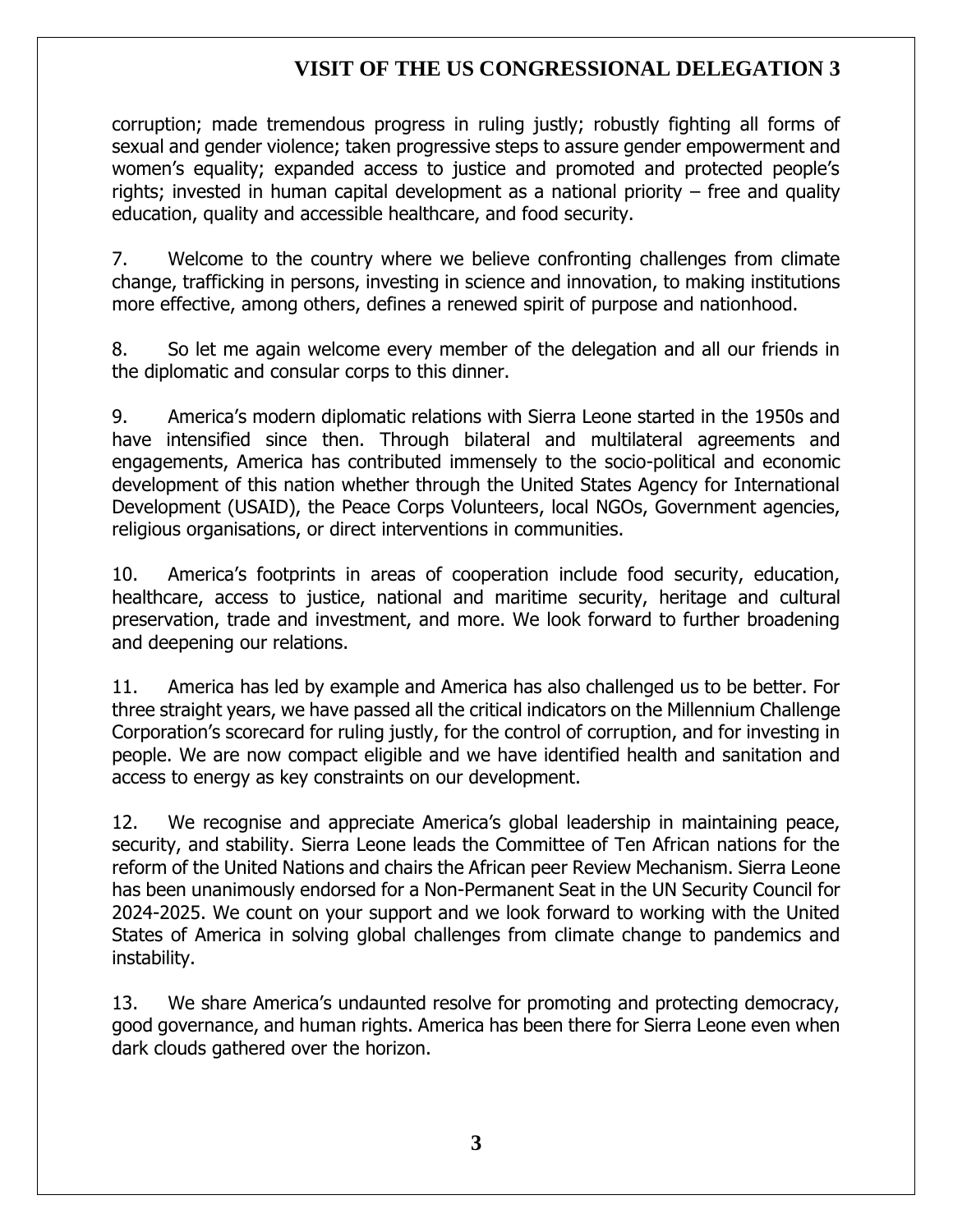corruption; made tremendous progress in ruling justly; robustly fighting all forms of sexual and gender violence; taken progressive steps to assure gender empowerment and women's equality; expanded access to justice and promoted and protected people's rights; invested in human capital development as a national priority – free and quality education, quality and accessible healthcare, and food security.

7. Welcome to the country where we believe confronting challenges from climate change, trafficking in persons, investing in science and innovation, to making institutions more effective, among others, defines a renewed spirit of purpose and nationhood.

8. So let me again welcome every member of the delegation and all our friends in the diplomatic and consular corps to this dinner.

9. America's modern diplomatic relations with Sierra Leone started in the 1950s and have intensified since then. Through bilateral and multilateral agreements and engagements, America has contributed immensely to the socio-political and economic development of this nation whether through the United States Agency for International Development (USAID), the Peace Corps Volunteers, local NGOs, Government agencies, religious organisations, or direct interventions in communities.

10. America's footprints in areas of cooperation include food security, education, healthcare, access to justice, national and maritime security, heritage and cultural preservation, trade and investment, and more. We look forward to further broadening and deepening our relations.

11. America has led by example and America has also challenged us to be better. For three straight years, we have passed all the critical indicators on the Millennium Challenge Corporation's scorecard for ruling justly, for the control of corruption, and for investing in people. We are now compact eligible and we have identified health and sanitation and access to energy as key constraints on our development.

12. We recognise and appreciate America's global leadership in maintaining peace, security, and stability. Sierra Leone leads the Committee of Ten African nations for the reform of the United Nations and chairs the African peer Review Mechanism. Sierra Leone has been unanimously endorsed for a Non-Permanent Seat in the UN Security Council for 2024-2025. We count on your support and we look forward to working with the United States of America in solving global challenges from climate change to pandemics and instability.

13. We share America's undaunted resolve for promoting and protecting democracy, good governance, and human rights. America has been there for Sierra Leone even when dark clouds gathered over the horizon.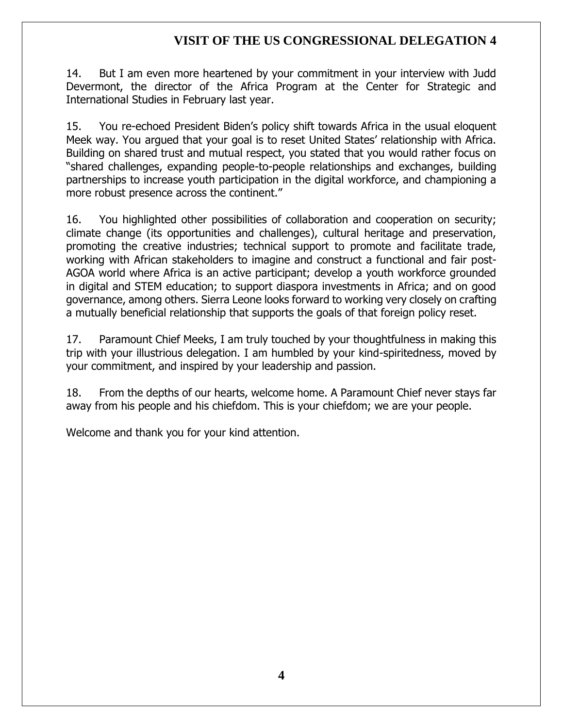14. But I am even more heartened by your commitment in your interview with Judd Devermont, the director of the Africa Program at the Center for Strategic and International Studies in February last year.

15. You re-echoed President Biden's policy shift towards Africa in the usual eloquent Meek way. You argued that your goal is to reset United States' relationship with Africa. Building on shared trust and mutual respect, you stated that you would rather focus on "shared challenges, expanding people-to-people relationships and exchanges, building partnerships to increase youth participation in the digital workforce, and championing a more robust presence across the continent."

16. You highlighted other possibilities of collaboration and cooperation on security; climate change (its opportunities and challenges), cultural heritage and preservation, promoting the creative industries; technical support to promote and facilitate trade, working with African stakeholders to imagine and construct a functional and fair post-AGOA world where Africa is an active participant; develop a youth workforce grounded in digital and STEM education; to support diaspora investments in Africa; and on good governance, among others. Sierra Leone looks forward to working very closely on crafting a mutually beneficial relationship that supports the goals of that foreign policy reset.

17. Paramount Chief Meeks, I am truly touched by your thoughtfulness in making this trip with your illustrious delegation. I am humbled by your kind-spiritedness, moved by your commitment, and inspired by your leadership and passion.

18. From the depths of our hearts, welcome home. A Paramount Chief never stays far away from his people and his chiefdom. This is your chiefdom; we are your people.

Welcome and thank you for your kind attention.